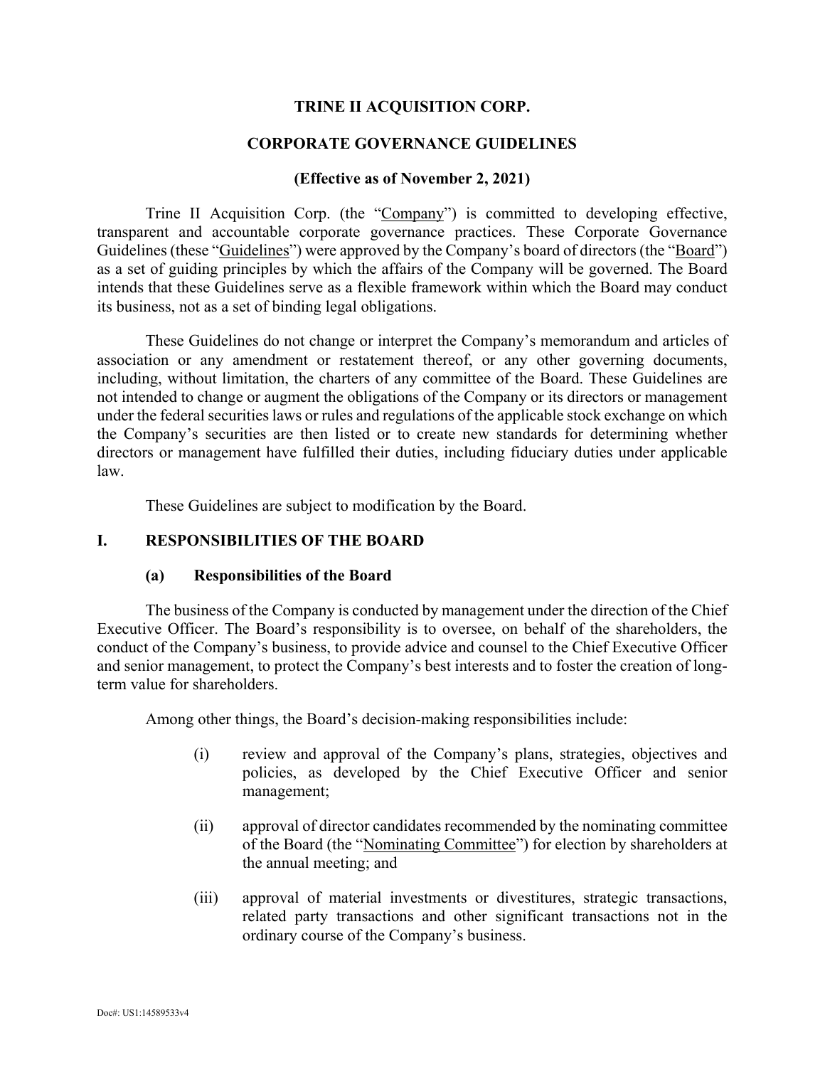# TRINE II ACQUISITION CORP.

## CORPORATE GOVERNANCE GUIDELINES

**(Effective as of November 2, 2021)**

Trine II Acquisition Corp. (the "Company") is committed to developing effective, transparent and accountable corporate governance practices. These Corporate Governance Guidelines (these "Guidelines") were approved by the Company's board of directors (the "Board") as a set of guiding principles by which the affairs of the Company will be governed. The Board intends that these Guidelines serve as a flexible framework within which the Board may conduct its business, not as a set of binding legal obligations.

These Guidelines do not change or interpret the Company's memorandum and articles of association or any amendment or restatement thereof, or any other governing documents, including, without limitation, the charters of any committee of the Board. These Guidelines are not intended to change or augment the obligations of the Company or its directors or management under the federal securities laws or rules and regulations of the applicable stock exchange on which the Company's securities are then listed or to create new standards for determining whether directors or management have fulfilled their duties, including fiduciary duties under applicable law.

These Guidelines are subject to modification by the Board.

## I. RESPONSIBILITIES OF THE BOARD

### (a) Responsibilities of the Board

The business of the Company is conducted by management under the direction of the Chief Executive Officer. The Board's responsibility is to oversee, on behalf of the shareholders, the conduct of the Company's business, to provide advice and counsel to the Chief Executive Officer and senior management, to protect the Company's best interests and to foster the creation of long-term value for shareholders.

Among other things, the Board's decision-making responsibilities include:

(i) review and approval of the Company's plans, strategies, objectives and policies, as developed by the Chief Executive Officer and senior management;

(ii) approval of director candidates recommended by the nominating committee of the Board (the "Nominating Committee") for election by shareholders at the annual meeting; and

(iii) approval of material investments or divestitures, strategic transactions, related party transactions and other significant transactions not in the ordinary course of the Company's business.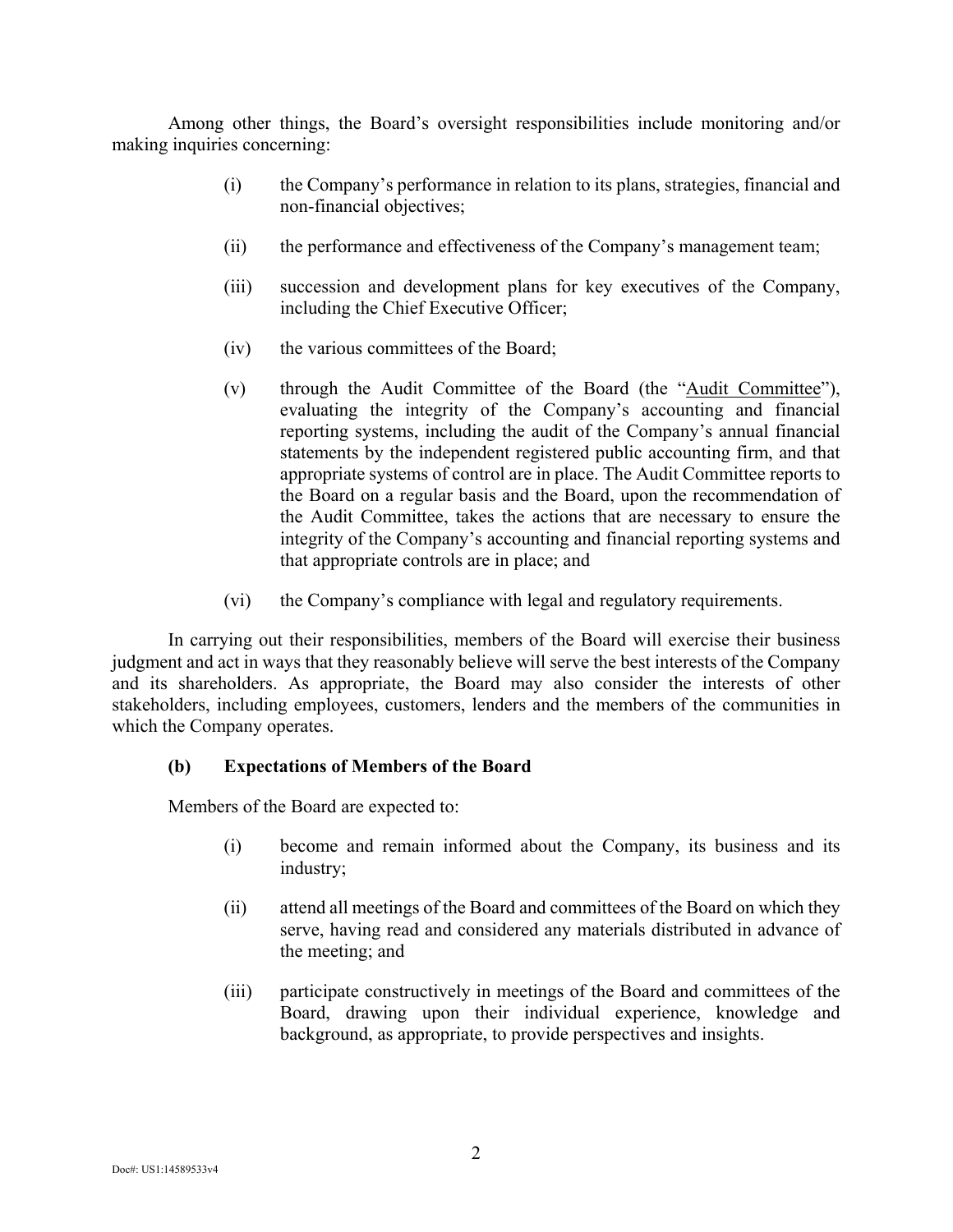Among other things, the Board's oversight responsibilities include monitoring and/or making inquiries concerning:

(i) the Company's performance in relation to its plans, strategies, financial and non-financial objectives;

(ii) the performance and effectiveness of the Company's management team;

(iii) succession and development plans for key executives of the Company, including the Chief Executive Officer;

(iv) the various committees of the Board;

(v) through the Audit Committee of the Board (the "Audit Committee"), evaluating the integrity of the Company's accounting and financial reporting systems, including the audit of the Company's annual financial statements by the independent registered public accounting firm, and that appropriate systems of control are in place. The Audit Committee reports to the Board on a regular basis and the Board, upon the recommendation of the Audit Committee, takes the actions that are necessary to ensure the integrity of the Company's accounting and financial reporting systems and that appropriate controls are in place; and

(vi) the Company's compliance with legal and regulatory requirements.

In carrying out their responsibilities, members of the Board will exercise their business judgment and act in ways that they reasonably believe will serve the best interests of the Company and its shareholders. As appropriate, the Board may also consider the interests of other stakeholders, including employees, customers, lenders and the members of the communities in which the Company operates.

### (b) Expectations of Members of the Board

Members of the Board are expected to:

(i) become and remain informed about the Company, its business and its industry;

(ii) attend all meetings of the Board and committees of the Board on which they serve, having read and considered any materials distributed in advance of the meeting; and

(iii) participate constructively in meetings of the Board and committees of the Board, drawing upon their individual experience, knowledge and background, as appropriate, to provide perspectives and insights.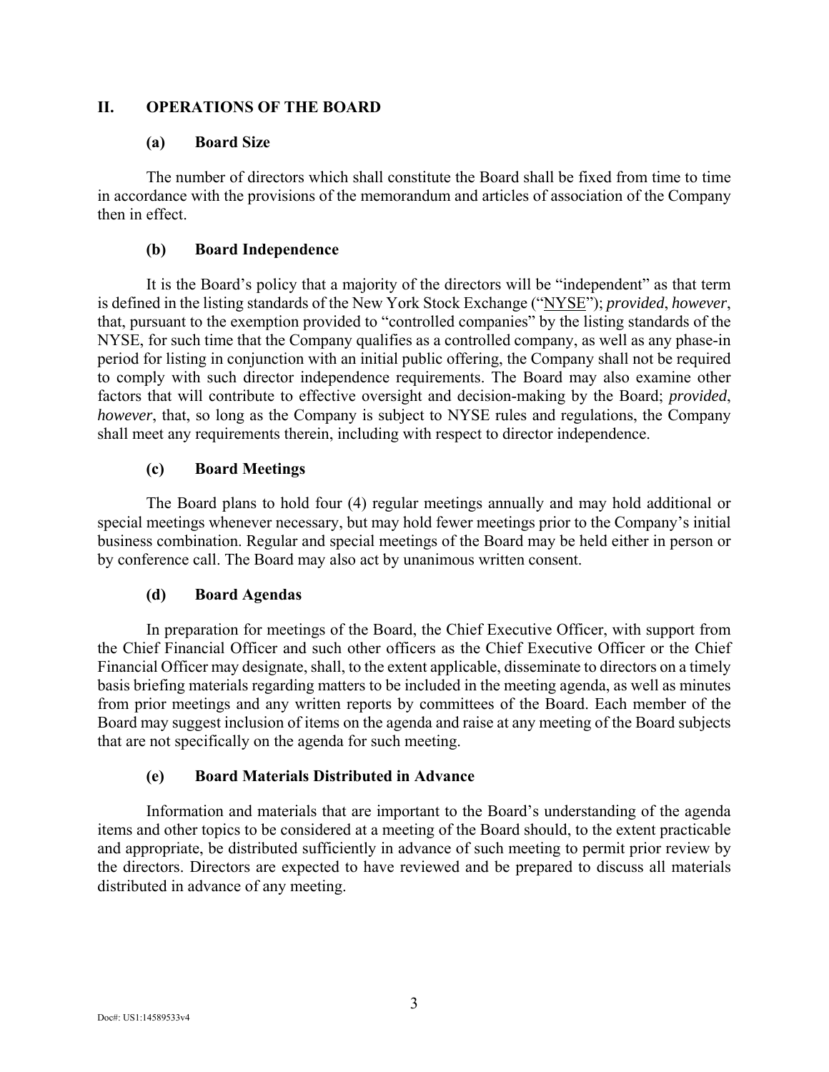## II. OPERATIONS OF THE BOARD

### (a) Board Size

The number of directors which shall constitute the Board shall be fixed from time to time in accordance with the provisions of the memorandum and articles of association of the Company then in effect.

### (b) Board Independence

It is the Board's policy that a majority of the directors will be "independent" as that term is defined in the listing standards of the New York Stock Exchange ("NYSE"); *provided*, *however*, that, pursuant to the exemption provided to "controlled companies" by the listing standards of the NYSE, for such time that the Company qualifies as a controlled company, as well as any phase-in period for listing in conjunction with an initial public offering, the Company shall not be required to comply with such director independence requirements. The Board may also examine other factors that will contribute to effective oversight and decision-making by the Board; *provided*, *however*, that, so long as the Company is subject to NYSE rules and regulations, the Company shall meet any requirements therein, including with respect to director independence.

### (c) Board Meetings

The Board plans to hold four (4) regular meetings annually and may hold additional or special meetings whenever necessary, but may hold fewer meetings prior to the Company's initial business combination. Regular and special meetings of the Board may be held either in person or by conference call. The Board may also act by unanimous written consent.

### (d) Board Agendas

In preparation for meetings of the Board, the Chief Executive Officer, with support from the Chief Financial Officer and such other officers as the Chief Executive Officer or the Chief Financial Officer may designate, shall, to the extent applicable, disseminate to directors on a timely basis briefing materials regarding matters to be included in the meeting agenda, as well as minutes from prior meetings and any written reports by committees of the Board. Each member of the Board may suggest inclusion of items on the agenda and raise at any meeting of the Board subjects that are not specifically on the agenda for such meeting.

### (e) Board Materials Distributed in Advance

Information and materials that are important to the Board's understanding of the agenda items and other topics to be considered at a meeting of the Board should, to the extent practicable and appropriate, be distributed sufficiently in advance of such meeting to permit prior review by the directors. Directors are expected to have reviewed and be prepared to discuss all materials distributed in advance of any meeting.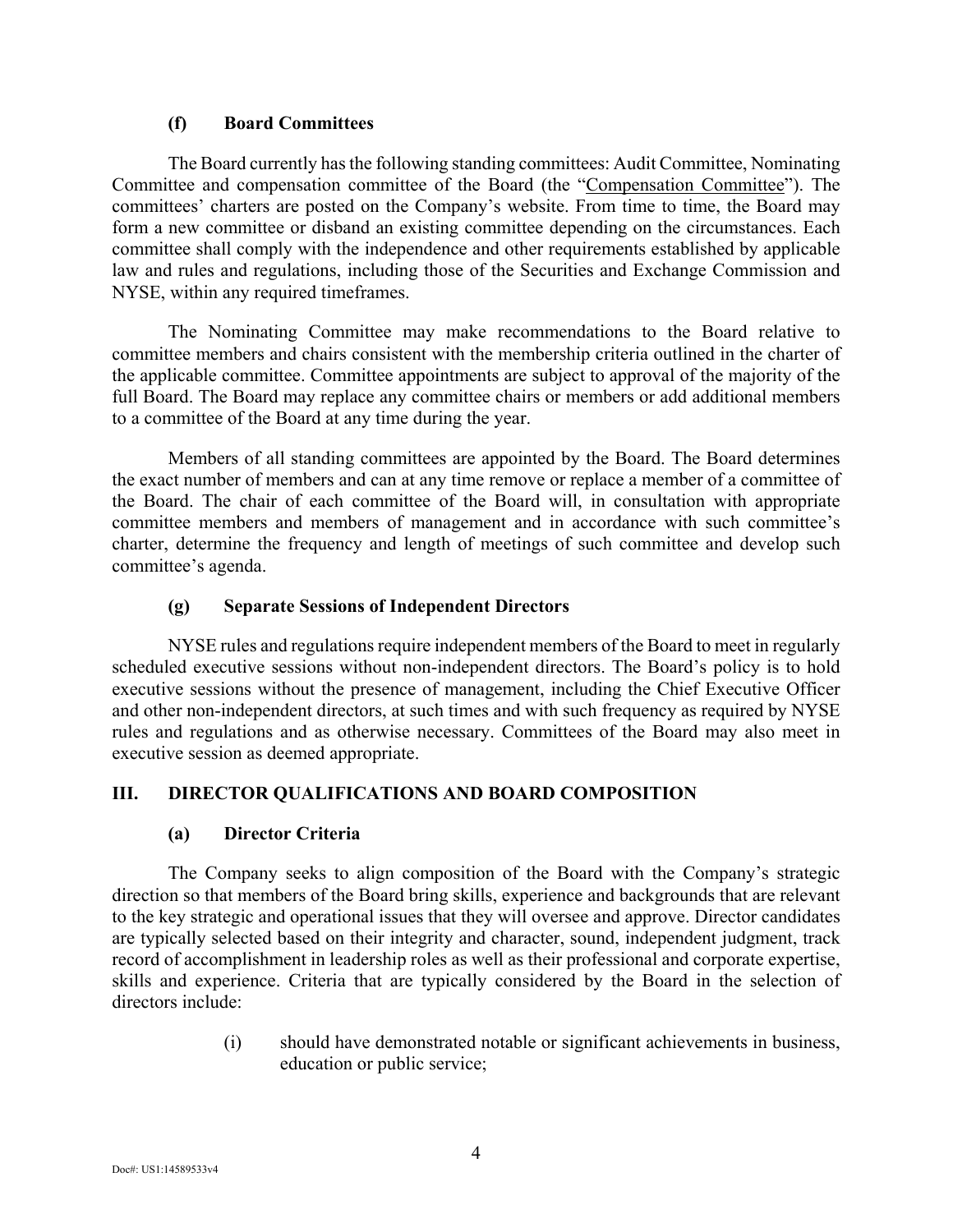### (f) Board Committees

The Board currently has the following standing committees: Audit Committee, Nominating Committee and compensation committee of the Board (the "Compensation Committee"). The committees' charters are posted on the Company's website. From time to time, the Board may form a new committee or disband an existing committee depending on the circumstances. Each committee shall comply with the independence and other requirements established by applicable law and rules and regulations, including those of the Securities and Exchange Commission and NYSE, within any required timeframes.

The Nominating Committee may make recommendations to the Board relative to committee members and chairs consistent with the membership criteria outlined in the charter of the applicable committee. Committee appointments are subject to approval of the majority of the full Board. The Board may replace any committee chairs or members or add additional members to a committee of the Board at any time during the year.

Members of all standing committees are appointed by the Board. The Board determines the exact number of members and can at any time remove or replace a member of a committee of the Board. The chair of each committee of the Board will, in consultation with appropriate committee members and members of management and in accordance with such committee's charter, determine the frequency and length of meetings of such committee and develop such committee's agenda.

### (g) Separate Sessions of Independent Directors

NYSE rules and regulations require independent members of the Board to meet in regularly scheduled executive sessions without non-independent directors. The Board's policy is to hold executive sessions without the presence of management, including the Chief Executive Officer and other non-independent directors, at such times and with such frequency as required by NYSE rules and regulations and as otherwise necessary. Committees of the Board may also meet in executive session as deemed appropriate.

## III. DIRECTOR QUALIFICATIONS AND BOARD COMPOSITION

### (a) Director Criteria

The Company seeks to align composition of the Board with the Company's strategic direction so that members of the Board bring skills, experience and backgrounds that are relevant to the key strategic and operational issues that they will oversee and approve. Director candidates are typically selected based on their integrity and character, sound, independent judgment, track record of accomplishment in leadership roles as well as their professional and corporate expertise, skills and experience. Criteria that are typically considered by the Board in the selection of directors include:

(i) should have demonstrated notable or significant achievements in business, education or public service;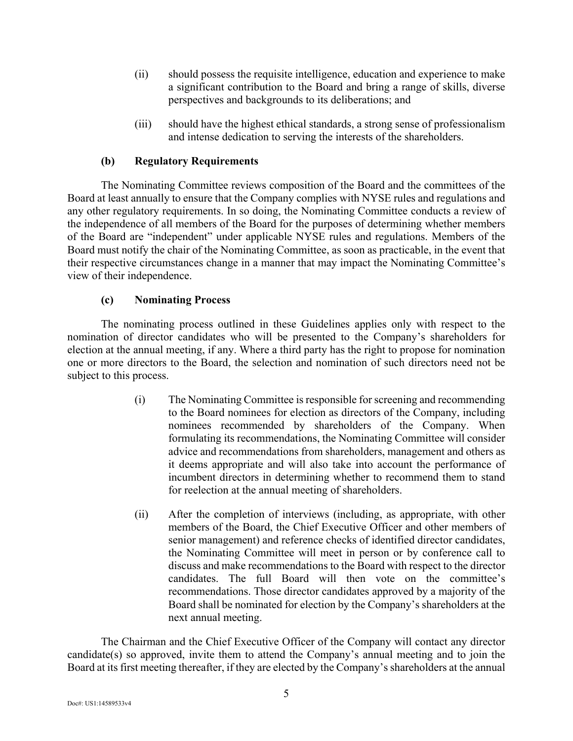(ii) should possess the requisite intelligence, education and experience to make a significant contribution to the Board and bring a range of skills, diverse perspectives and backgrounds to its deliberations; and

(iii) should have the highest ethical standards, a strong sense of professionalism and intense dedication to serving the interests of the shareholders.

### (b) Regulatory Requirements

The Nominating Committee reviews composition of the Board and the committees of the Board at least annually to ensure that the Company complies with NYSE rules and regulations and any other regulatory requirements. In so doing, the Nominating Committee conducts a review of the independence of all members of the Board for the purposes of determining whether members of the Board are "independent" under applicable NYSE rules and regulations. Members of the Board must notify the chair of the Nominating Committee, as soon as practicable, in the event that their respective circumstances change in a manner that may impact the Nominating Committee's view of their independence.

### (c) Nominating Process

The nominating process outlined in these Guidelines applies only with respect to the nomination of director candidates who will be presented to the Company's shareholders for election at the annual meeting, if any. Where a third party has the right to propose for nomination one or more directors to the Board, the selection and nomination of such directors need not be subject to this process.

(i) The Nominating Committee is responsible for screening and recommending to the Board nominees for election as directors of the Company, including nominees recommended by shareholders of the Company. When formulating its recommendations, the Nominating Committee will consider advice and recommendations from shareholders, management and others as it deems appropriate and will also take into account the performance of incumbent directors in determining whether to recommend them to stand for reelection at the annual meeting of shareholders.

(ii) After the completion of interviews (including, as appropriate, with other members of the Board, the Chief Executive Officer and other members of senior management) and reference checks of identified director candidates, the Nominating Committee will meet in person or by conference call to discuss and make recommendations to the Board with respect to the director candidates. The full Board will then vote on the committee's recommendations. Those director candidates approved by a majority of the Board shall be nominated for election by the Company's shareholders at the next annual meeting.

The Chairman and the Chief Executive Officer of the Company will contact any director candidate(s) so approved, invite them to attend the Company's annual meeting and to join the Board at its first meeting thereafter, if they are elected by the Company's shareholders at the annual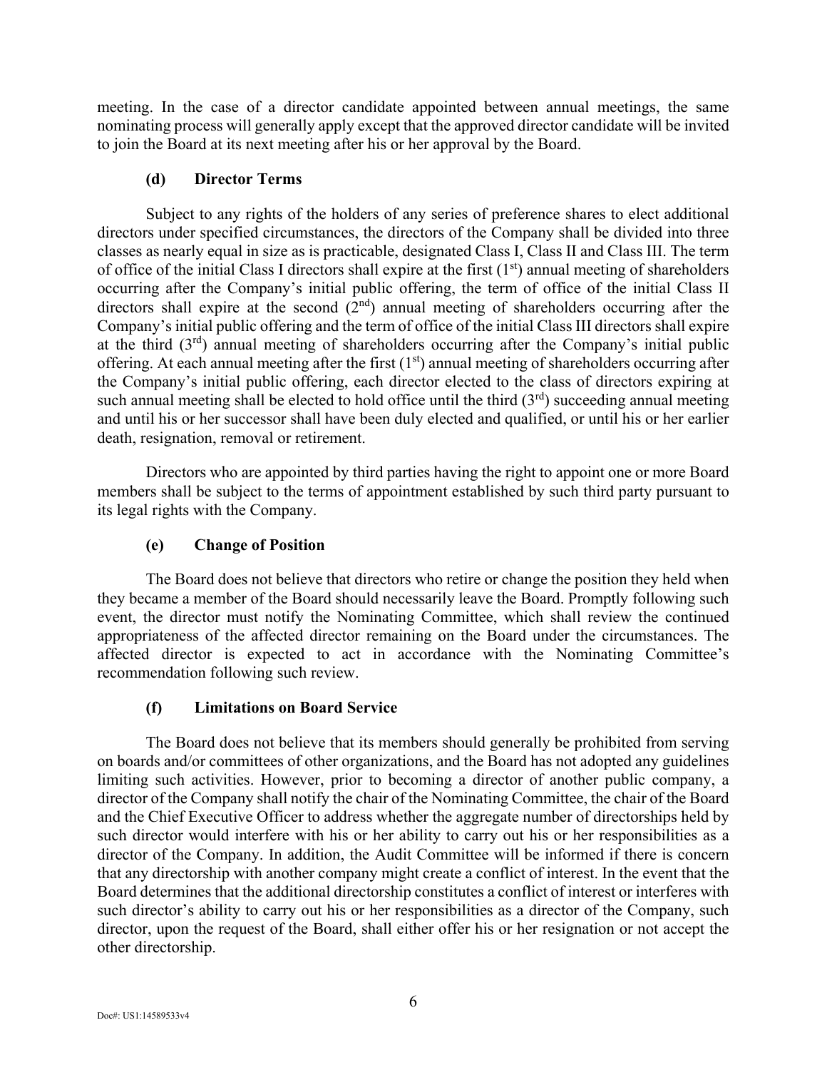meeting. In the case of a director candidate appointed between annual meetings, the same nominating process will generally apply except that the approved director candidate will be invited to join the Board at its next meeting after his or her approval by the Board.

### (d) Director Terms

Subject to any rights of the holders of any series of preference shares to elect additional directors under specified circumstances, the directors of the Company shall be divided into three classes as nearly equal in size as is practicable, designated Class I, Class II and Class III. The term of office of the initial Class I directors shall expire at the first (1st) annual meeting of shareholders occurring after the Company's initial public offering, the term of office of the initial Class II directors shall expire at the second (2nd) annual meeting of shareholders occurring after the Company's initial public offering and the term of office of the initial Class III directors shall expire at the third (3rd) annual meeting of shareholders occurring after the Company's initial public offering. At each annual meeting after the first (1st) annual meeting of shareholders occurring after the Company's initial public offering, each director elected to the class of directors expiring at such annual meeting shall be elected to hold office until the third (3rd) succeeding annual meeting and until his or her successor shall have been duly elected and qualified, or until his or her earlier death, resignation, removal or retirement.

Directors who are appointed by third parties having the right to appoint one or more Board members shall be subject to the terms of appointment established by such third party pursuant to its legal rights with the Company.

### (e) Change of Position

The Board does not believe that directors who retire or change the position they held when they became a member of the Board should necessarily leave the Board. Promptly following such event, the director must notify the Nominating Committee, which shall review the continued appropriateness of the affected director remaining on the Board under the circumstances. The affected director is expected to act in accordance with the Nominating Committee's recommendation following such review.

### (f) Limitations on Board Service

The Board does not believe that its members should generally be prohibited from serving on boards and/or committees of other organizations, and the Board has not adopted any guidelines limiting such activities. However, prior to becoming a director of another public company, a director of the Company shall notify the chair of the Nominating Committee, the chair of the Board and the Chief Executive Officer to address whether the aggregate number of directorships held by such director would interfere with his or her ability to carry out his or her responsibilities as a director of the Company. In addition, the Audit Committee will be informed if there is concern that any directorship with another company might create a conflict of interest. In the event that the Board determines that the additional directorship constitutes a conflict of interest or interferes with such director's ability to carry out his or her responsibilities as a director of the Company, such director, upon the request of the Board, shall either offer his or her resignation or not accept the other directorship.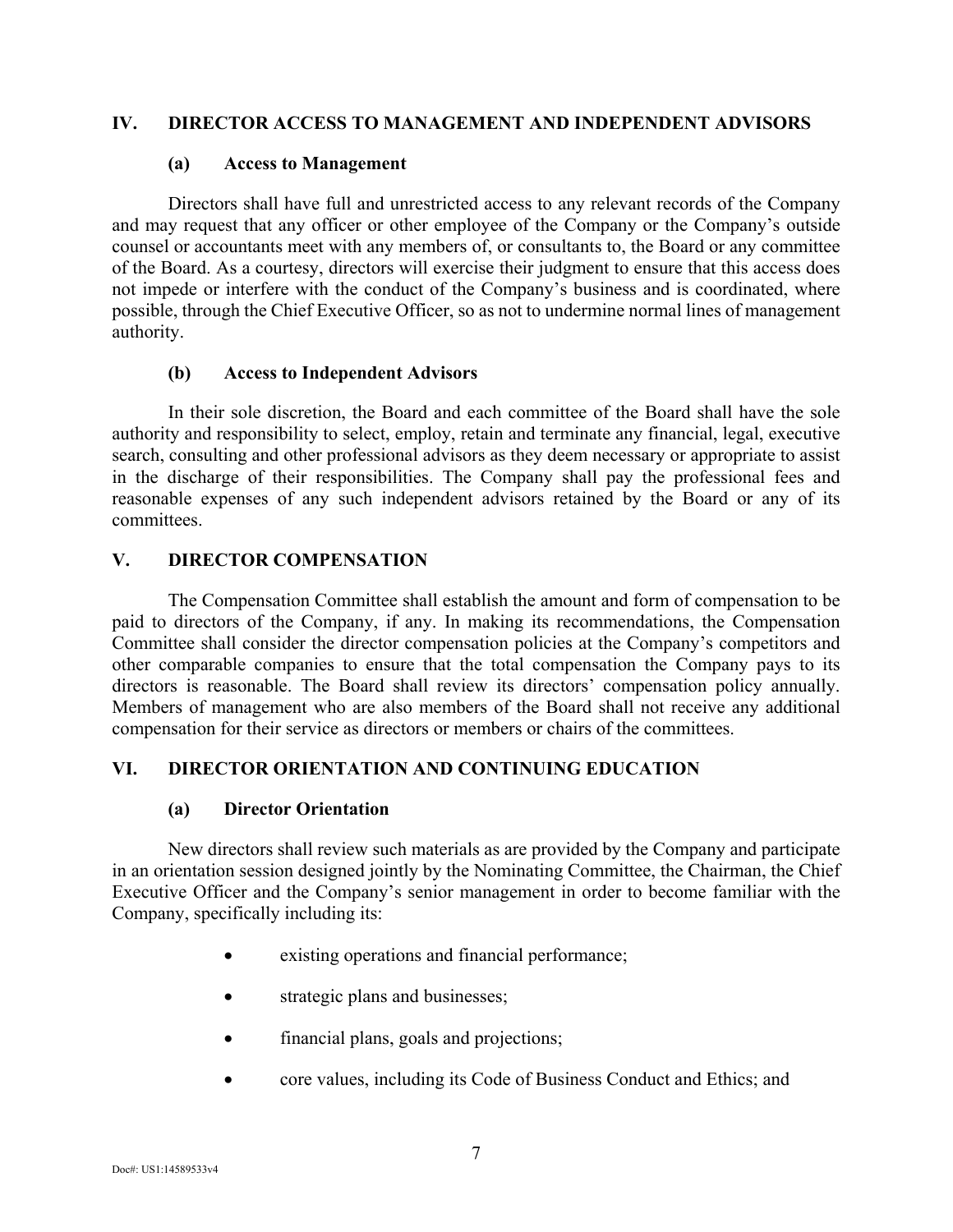## IV. DIRECTOR ACCESS TO MANAGEMENT AND INDEPENDENT ADVISORS

### (a) Access to Management

Directors shall have full and unrestricted access to any relevant records of the Company and may request that any officer or other employee of the Company or the Company's outside counsel or accountants meet with any members of, or consultants to, the Board or any committee of the Board. As a courtesy, directors will exercise their judgment to ensure that this access does not impede or interfere with the conduct of the Company's business and is coordinated, where possible, through the Chief Executive Officer, so as not to undermine normal lines of management authority.

### (b) Access to Independent Advisors

In their sole discretion, the Board and each committee of the Board shall have the sole authority and responsibility to select, employ, retain and terminate any financial, legal, executive search, consulting and other professional advisors as they deem necessary or appropriate to assist in the discharge of their responsibilities. The Company shall pay the professional fees and reasonable expenses of any such independent advisors retained by the Board or any of its committees.

## V. DIRECTOR COMPENSATION

The Compensation Committee shall establish the amount and form of compensation to be paid to directors of the Company, if any. In making its recommendations, the Compensation Committee shall consider the director compensation policies at the Company's competitors and other comparable companies to ensure that the total compensation the Company pays to its directors is reasonable. The Board shall review its directors' compensation policy annually. Members of management who are also members of the Board shall not receive any additional compensation for their service as directors or members or chairs of the committees.

## VI. DIRECTOR ORIENTATION AND CONTINUING EDUCATION

### (a) Director Orientation

New directors shall review such materials as are provided by the Company and participate in an orientation session designed jointly by the Nominating Committee, the Chairman, the Chief Executive Officer and the Company's senior management in order to become familiar with the Company, specifically including its:

- existing operations and financial performance;
- strategic plans and businesses;
- financial plans, goals and projections;
- core values, including its Code of Business Conduct and Ethics; and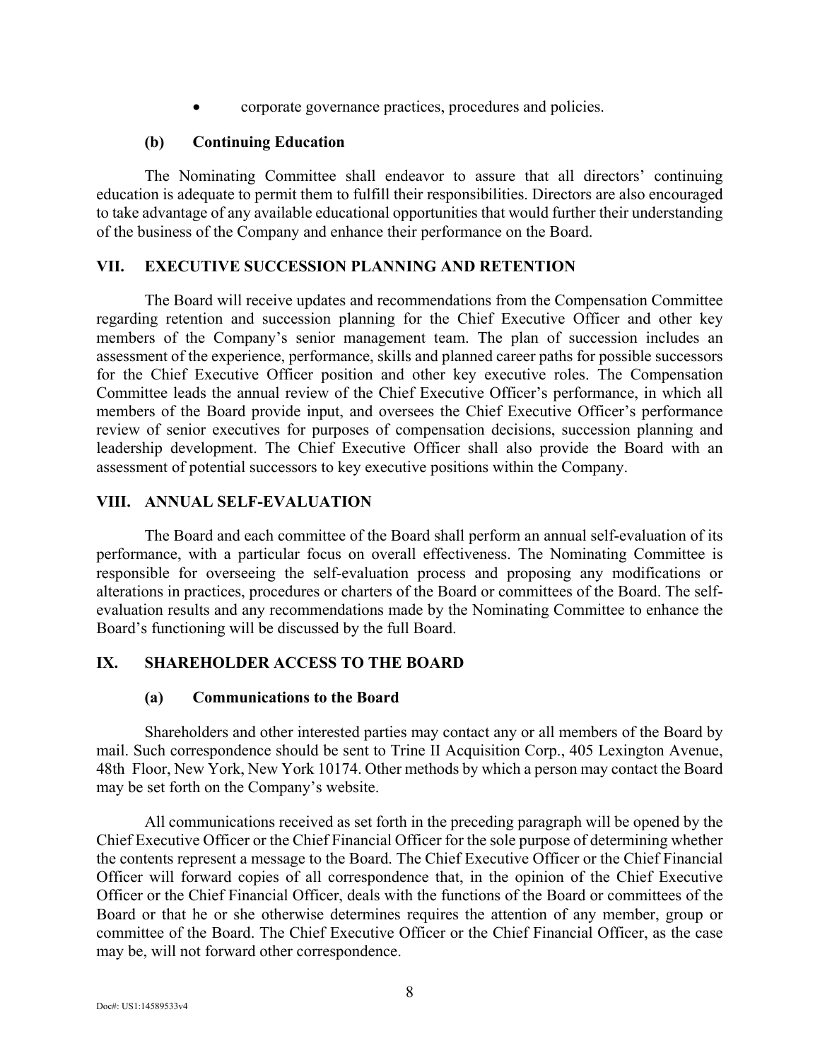- corporate governance practices, procedures and policies.

### (b) Continuing Education

The Nominating Committee shall endeavor to assure that all directors' continuing education is adequate to permit them to fulfill their responsibilities. Directors are also encouraged to take advantage of any available educational opportunities that would further their understanding of the business of the Company and enhance their performance on the Board.

## VII. EXECUTIVE SUCCESSION PLANNING AND RETENTION

The Board will receive updates and recommendations from the Compensation Committee regarding retention and succession planning for the Chief Executive Officer and other key members of the Company's senior management team. The plan of succession includes an assessment of the experience, performance, skills and planned career paths for possible successors for the Chief Executive Officer position and other key executive roles. The Compensation Committee leads the annual review of the Chief Executive Officer's performance, in which all members of the Board provide input, and oversees the Chief Executive Officer's performance review of senior executives for purposes of compensation decisions, succession planning and leadership development. The Chief Executive Officer shall also provide the Board with an assessment of potential successors to key executive positions within the Company.

## VIII. ANNUAL SELF-EVALUATION

The Board and each committee of the Board shall perform an annual self-evaluation of its performance, with a particular focus on overall effectiveness. The Nominating Committee is responsible for overseeing the self-evaluation process and proposing any modifications or alterations in practices, procedures or charters of the Board or committees of the Board. The self-evaluation results and any recommendations made by the Nominating Committee to enhance the Board's functioning will be discussed by the full Board.

## IX. SHAREHOLDER ACCESS TO THE BOARD

### (a) Communications to the Board

Shareholders and other interested parties may contact any or all members of the Board by mail. Such correspondence should be sent to Trine II Acquisition Corp., 405 Lexington Avenue, 48th Floor, New York, New York 10174. Other methods by which a person may contact the Board may be set forth on the Company's website.

All communications received as set forth in the preceding paragraph will be opened by the Chief Executive Officer or the Chief Financial Officer for the sole purpose of determining whether the contents represent a message to the Board. The Chief Executive Officer or the Chief Financial Officer will forward copies of all correspondence that, in the opinion of the Chief Executive Officer or the Chief Financial Officer, deals with the functions of the Board or committees of the Board or that he or she otherwise determines requires the attention of any member, group or committee of the Board. The Chief Executive Officer or the Chief Financial Officer, as the case may be, will not forward other correspondence.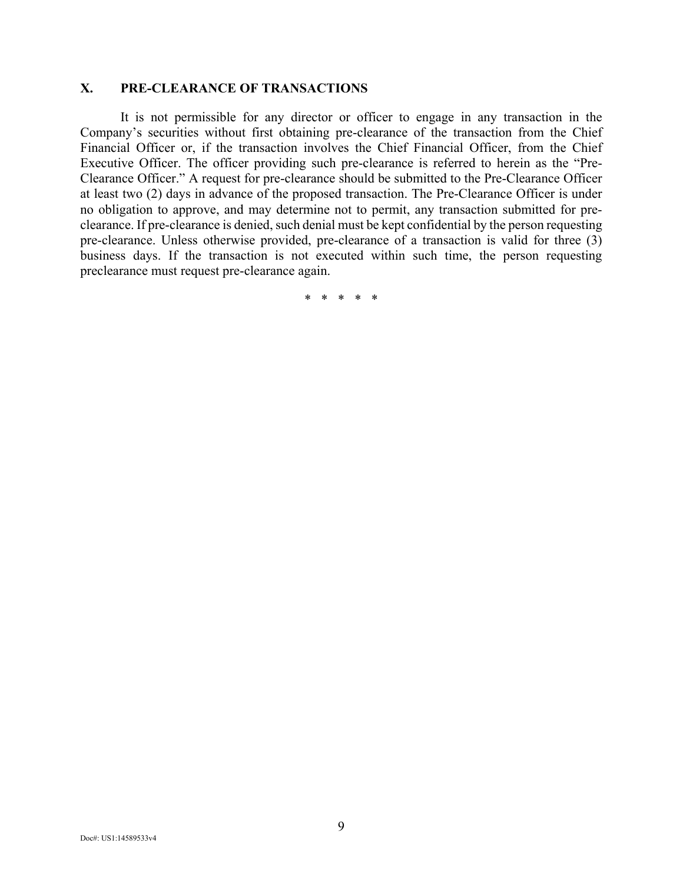## X. PRE-CLEARANCE OF TRANSACTIONS

It is not permissible for any director or officer to engage in any transaction in the Company's securities without first obtaining pre-clearance of the transaction from the Chief Financial Officer or, if the transaction involves the Chief Financial Officer, from the Chief Executive Officer. The officer providing such pre-clearance is referred to herein as the "Pre-Clearance Officer." A request for pre-clearance should be submitted to the Pre-Clearance Officer at least two (2) days in advance of the proposed transaction. The Pre-Clearance Officer is under no obligation to approve, and may determine not to permit, any transaction submitted for pre-clearance. If pre-clearance is denied, such denial must be kept confidential by the person requesting pre-clearance. Unless otherwise provided, pre-clearance of a transaction is valid for three (3) business days. If the transaction is not executed within such time, the person requesting preclearance must request pre-clearance again.

\* \* \* \* \*

Doc#: US1:14589533v4